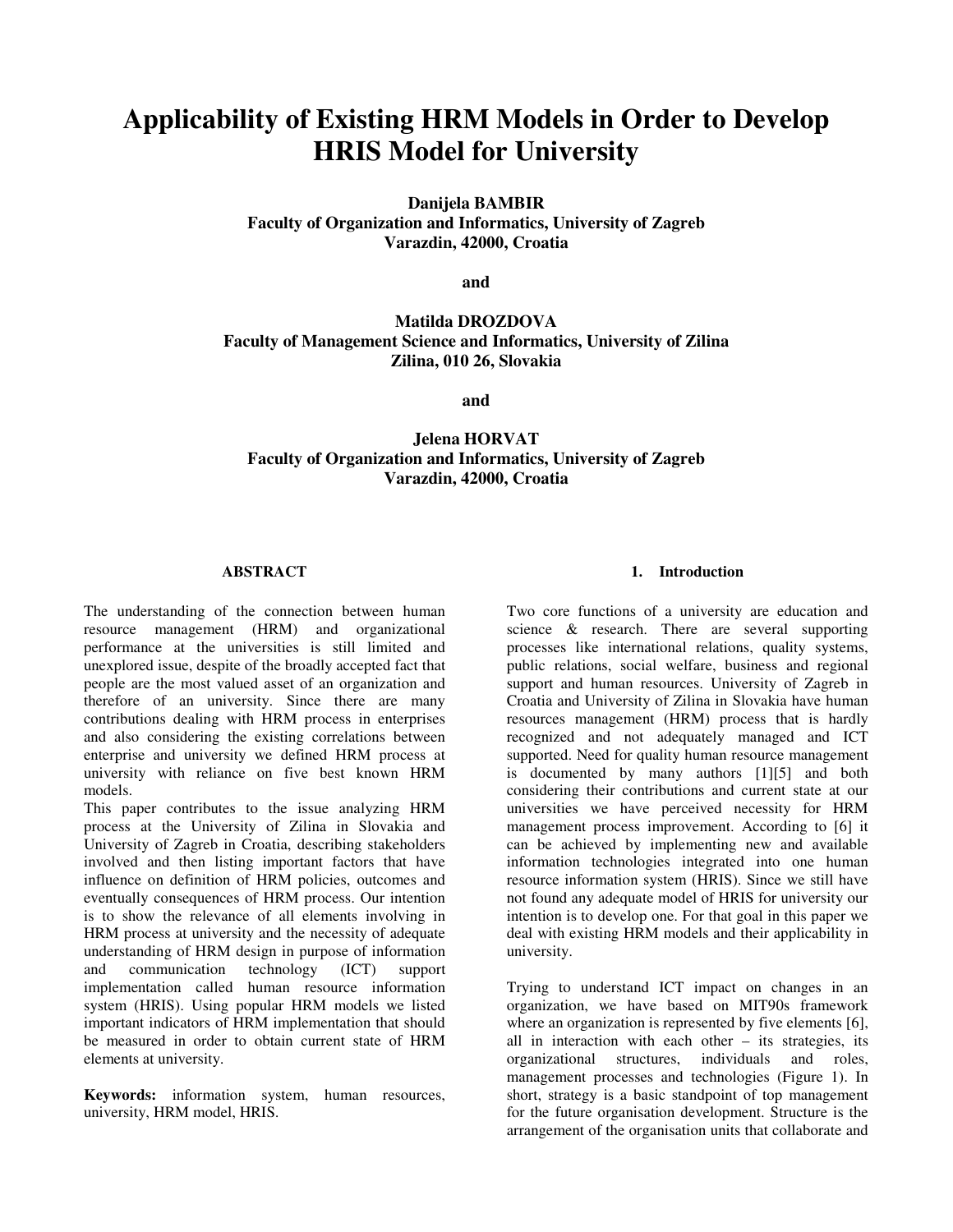# Applicability of Existing HRM Models in Order to Develop HRIS Model for University

**Danijela BAMBIR**
**Faculty of Organization and Informatics, University of Zagreb**
**Varazdin, 42000, Croatia**

**and**

**Matilda DROZDOVA**
**Faculty of Management Science and Informatics, University of Zilina**
**Zilina, 010 26, Slovakia**

**and**

**Jelena HORVAT**
**Faculty of Organization and Informatics, University of Zagreb**
**Varazdin, 42000, Croatia**

## ABSTRACT

The understanding of the connection between human resource management (HRM) and organizational performance at the universities is still limited and unexplored issue, despite of the broadly accepted fact that people are the most valued asset of an organization and therefore of an university. Since there are many contributions dealing with HRM process in enterprises and also considering the existing correlations between enterprise and university we defined HRM process at university with reliance on five best known HRM models.

This paper contributes to the issue analyzing HRM process at the University of Zilina in Slovakia and University of Zagreb in Croatia, describing stakeholders involved and then listing important factors that have influence on definition of HRM policies, outcomes and eventually consequences of HRM process. Our intention is to show the relevance of all elements involving in HRM process at university and the necessity of adequate understanding of HRM design in purpose of information and communication technology (ICT) support implementation called human resource information system (HRIS). Using popular HRM models we listed important indicators of HRM implementation that should be measured in order to obtain current state of HRM elements at university.

**Keywords:** information system, human resources, university, HRM model, HRIS.

## 1. Introduction

Two core functions of a university are education and science & research. There are several supporting processes like international relations, quality systems, public relations, social welfare, business and regional support and human resources. University of Zagreb in Croatia and University of Zilina in Slovakia have human resources management (HRM) process that is hardly recognized and not adequately managed and ICT supported. Need for quality human resource management is documented by many authors [1][5] and both considering their contributions and current state at our universities we have perceived necessity for HRM management process improvement. According to [6] it can be achieved by implementing new and available information technologies integrated into one human resource information system (HRIS). Since we still have not found any adequate model of HRIS for university our intention is to develop one. For that goal in this paper we deal with existing HRM models and their applicability in university.

Trying to understand ICT impact on changes in an organization, we have based on MIT90s framework where an organization is represented by five elements [6], all in interaction with each other – its strategies, its organizational structures, individuals and roles, management processes and technologies (Figure 1). In short, strategy is a basic standpoint of top management for the future organisation development. Structure is the arrangement of the organisation units that collaborate and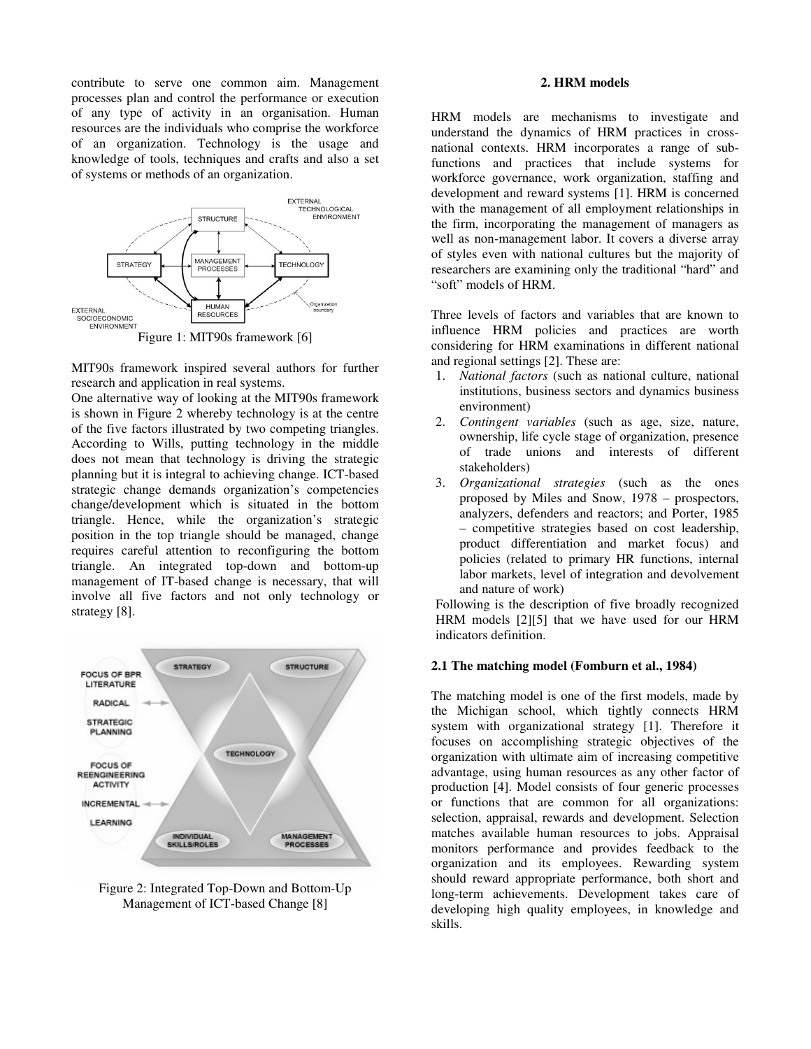contribute to serve one common aim. Management processes plan and control the performance or execution of any type of activity in an organisation. Human resources are the individuals who comprise the workforce of an organization. Technology is the usage and knowledge of tools, techniques and crafts and also a set of systems or methods of an organization.

Figure 1: MIT90s framework [6]

MIT90s framework inspired several authors for further research and application in real systems.

One alternative way of looking at the MIT90s framework is shown in Figure 2 whereby technology is at the centre of the five factors illustrated by two competing triangles. According to Wills, putting technology in the middle does not mean that technology is driving the strategic planning but it is integral to achieving change. ICT-based strategic change demands organization's competencies change/development which is situated in the bottom triangle. Hence, while the organization's strategic position in the top triangle should be managed, change requires careful attention to reconfiguring the bottom triangle. An integrated top-down and bottom-up management of IT-based change is necessary, that will involve all five factors and not only technology or strategy [8].

Figure 2: Integrated Top-Down and Bottom-Up Management of ICT-based Change [8]

## 2. HRM models

HRM models are mechanisms to investigate and understand the dynamics of HRM practices in cross-national contexts. HRM incorporates a range of sub-functions and practices that include systems for workforce governance, work organization, staffing and development and reward systems [1]. HRM is concerned with the management of all employment relationships in the firm, incorporating the management of managers as well as non-management labor. It covers a diverse array of styles even with national cultures but the majority of researchers are examining only the traditional "hard" and "soft" models of HRM.

Three levels of factors and variables that are known to influence HRM policies and practices are worth considering for HRM examinations in different national and regional settings [2]. These are:

1. *National factors* (such as national culture, national institutions, business sectors and dynamics business environment)
2. *Contingent variables* (such as age, size, nature, ownership, life cycle stage of organization, presence of trade unions and interests of different stakeholders)
3. *Organizational strategies* (such as the ones proposed by Miles and Snow, 1978 – prospectors, analyzers, defenders and reactors; and Porter, 1985 – competitive strategies based on cost leadership, product differentiation and market focus) and policies (related to primary HR functions, internal labor markets, level of integration and devolvement and nature of work)

Following is the description of five broadly recognized HRM models [2][5] that we have used for our HRM indicators definition.

### 2.1 The matching model (Fomburn et al., 1984)

The matching model is one of the first models, made by the Michigan school, which tightly connects HRM system with organizational strategy [1]. Therefore it focuses on accomplishing strategic objectives of the organization with ultimate aim of increasing competitive advantage, using human resources as any other factor of production [4]. Model consists of four generic processes or functions that are common for all organizations: selection, appraisal, rewards and development. Selection matches available human resources to jobs. Appraisal monitors performance and provides feedback to the organization and its employees. Rewarding system should reward appropriate performance, both short and long-term achievements. Development takes care of developing high quality employees, in knowledge and skills.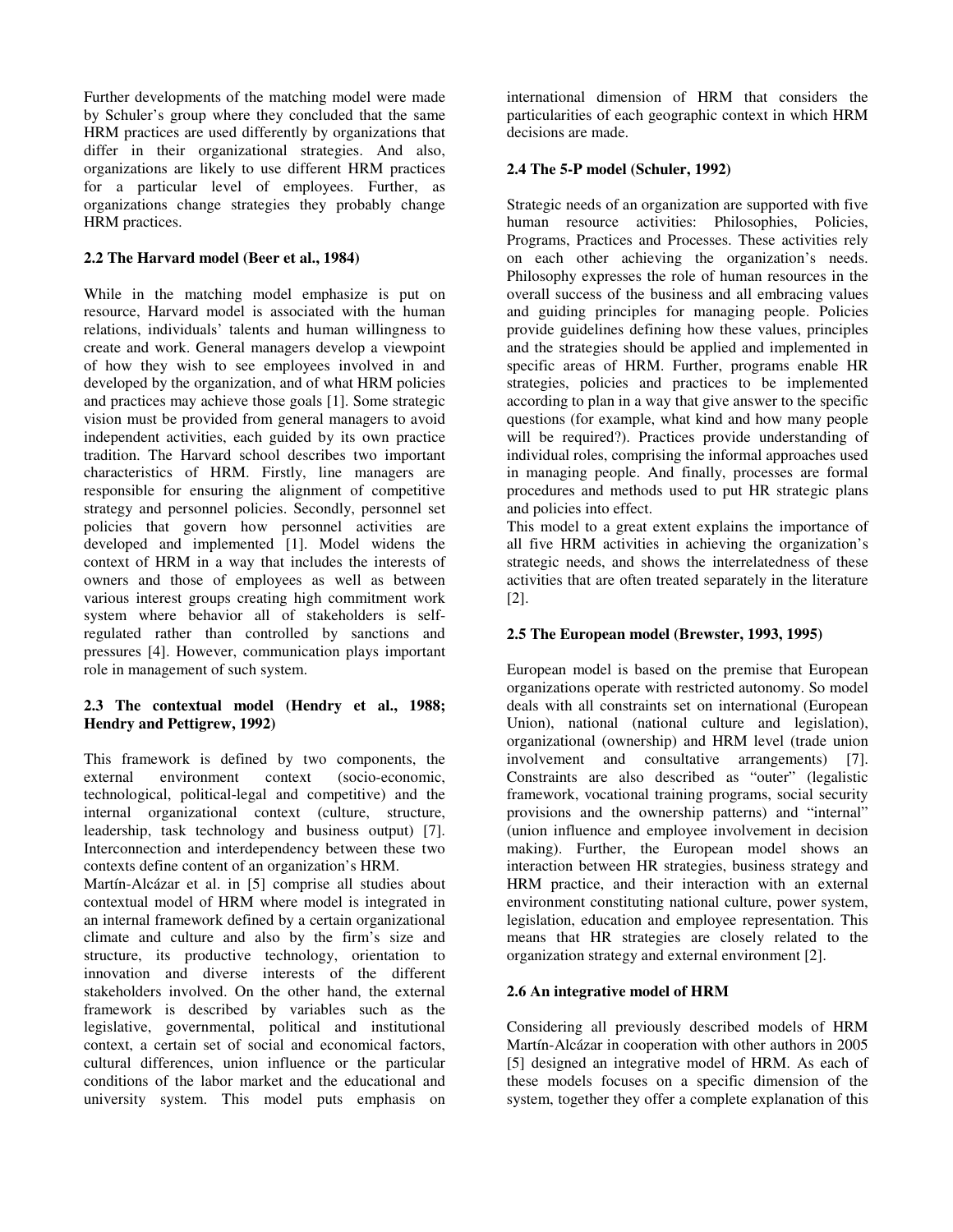Further developments of the matching model were made by Schuler's group where they concluded that the same HRM practices are used differently by organizations that differ in their organizational strategies. And also, organizations are likely to use different HRM practices for a particular level of employees. Further, as organizations change strategies they probably change HRM practices.

### 2.2 The Harvard model (Beer et al., 1984)

While in the matching model emphasize is put on resource, Harvard model is associated with the human relations, individuals' talents and human willingness to create and work. General managers develop a viewpoint of how they wish to see employees involved in and developed by the organization, and of what HRM policies and practices may achieve those goals [1]. Some strategic vision must be provided from general managers to avoid independent activities, each guided by its own practice tradition. The Harvard school describes two important characteristics of HRM. Firstly, line managers are responsible for ensuring the alignment of competitive strategy and personnel policies. Secondly, personnel set policies that govern how personnel activities are developed and implemented [1]. Model widens the context of HRM in a way that includes the interests of owners and those of employees as well as between various interest groups creating high commitment work system where behavior all of stakeholders is self-regulated rather than controlled by sanctions and pressures [4]. However, communication plays important role in management of such system.

### 2.3 The contextual model (Hendry et al., 1988; Hendry and Pettigrew, 1992)

This framework is defined by two components, the external environment context (socio-economic, technological, political-legal and competitive) and the internal organizational context (culture, structure, leadership, task technology and business output) [7]. Interconnection and interdependency between these two contexts define content of an organization's HRM.

Martín-Alcázar et al. in [5] comprise all studies about contextual model of HRM where model is integrated in an internal framework defined by a certain organizational climate and culture and also by the firm's size and structure, its productive technology, orientation to innovation and diverse interests of the different stakeholders involved. On the other hand, the external framework is described by variables such as the legislative, governmental, political and institutional context, a certain set of social and economical factors, cultural differences, union influence or the particular conditions of the labor market and the educational and university system. This model puts emphasis on international dimension of HRM that considers the particularities of each geographic context in which HRM decisions are made.

### 2.4 The 5-P model (Schuler, 1992)

Strategic needs of an organization are supported with five human resource activities: Philosophies, Policies, Programs, Practices and Processes. These activities rely on each other achieving the organization's needs. Philosophy expresses the role of human resources in the overall success of the business and all embracing values and guiding principles for managing people. Policies provide guidelines defining how these values, principles and the strategies should be applied and implemented in specific areas of HRM. Further, programs enable HR strategies, policies and practices to be implemented according to plan in a way that give answer to the specific questions (for example, what kind and how many people will be required?). Practices provide understanding of individual roles, comprising the informal approaches used in managing people. And finally, processes are formal procedures and methods used to put HR strategic plans and policies into effect.

This model to a great extent explains the importance of all five HRM activities in achieving the organization's strategic needs, and shows the interrelatedness of these activities that are often treated separately in the literature [2].

### 2.5 The European model (Brewster, 1993, 1995)

European model is based on the premise that European organizations operate with restricted autonomy. So model deals with all constraints set on international (European Union), national (national culture and legislation), organizational (ownership) and HRM level (trade union involvement and consultative arrangements) [7]. Constraints are also described as "outer" (legalistic framework, vocational training programs, social security provisions and the ownership patterns) and "internal" (union influence and employee involvement in decision making). Further, the European model shows an interaction between HR strategies, business strategy and HRM practice, and their interaction with an external environment constituting national culture, power system, legislation, education and employee representation. This means that HR strategies are closely related to the organization strategy and external environment [2].

### 2.6 An integrative model of HRM

Considering all previously described models of HRM Martín-Alcázar in cooperation with other authors in 2005 [5] designed an integrative model of HRM. As each of these models focuses on a specific dimension of the system, together they offer a complete explanation of this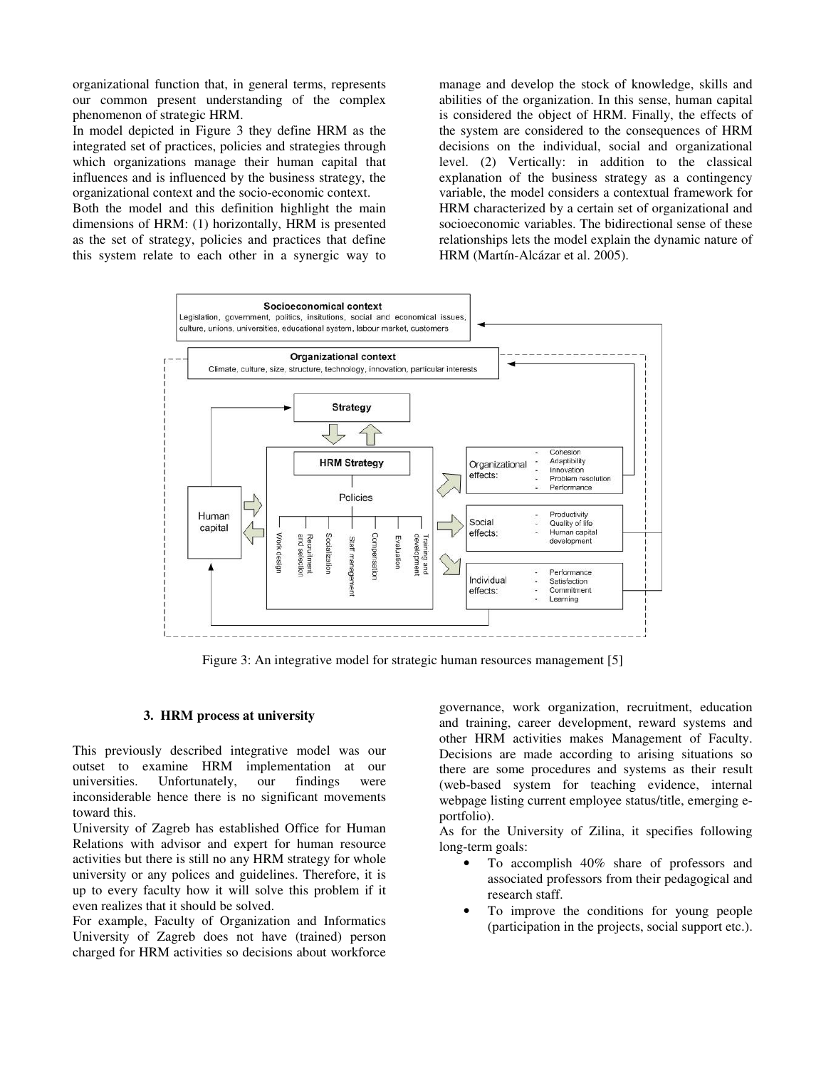organizational function that, in general terms, represents our common present understanding of the complex phenomenon of strategic HRM.

In model depicted in Figure 3 they define HRM as the integrated set of practices, policies and strategies through which organizations manage their human capital that influences and is influenced by the business strategy, the organizational context and the socio-economic context.

Both the model and this definition highlight the main dimensions of HRM: (1) horizontally, HRM is presented as the set of strategy, policies and practices that define this system relate to each other in a synergic way to manage and develop the stock of knowledge, skills and abilities of the organization. In this sense, human capital is considered the object of HRM. Finally, the effects of the system are considered to the consequences of HRM decisions on the individual, social and organizational level. (2) Vertically: in addition to the classical explanation of the business strategy as a contingency variable, the model considers a contextual framework for HRM characterized by a certain set of organizational and socioeconomic variables. The bidirectional sense of these relationships lets the model explain the dynamic nature of HRM (Martín-Alcázar et al. 2005).

Figure 3: An integrative model for strategic human resources management [5]

### 3. HRM process at university

This previously described integrative model was our outset to examine HRM implementation at our universities. Unfortunately, our findings were inconsiderable hence there is no significant movements toward this.

University of Zagreb has established Office for Human Relations with advisor and expert for human resource activities but there is still no any HRM strategy for whole university or any polices and guidelines. Therefore, it is up to every faculty how it will solve this problem if it even realizes that it should be solved.

For example, Faculty of Organization and Informatics University of Zagreb does not have (trained) person charged for HRM activities so decisions about workforce governance, work organization, recruitment, education and training, career development, reward systems and other HRM activities makes Management of Faculty. Decisions are made according to arising situations so there are some procedures and systems as their result (web-based system for teaching evidence, internal webpage listing current employee status/title, emerging e-portfolio).

As for the University of Zilina, it specifies following long-term goals:

- To accomplish 40% share of professors and associated professors from their pedagogical and research staff.
- To improve the conditions for young people (participation in the projects, social support etc.).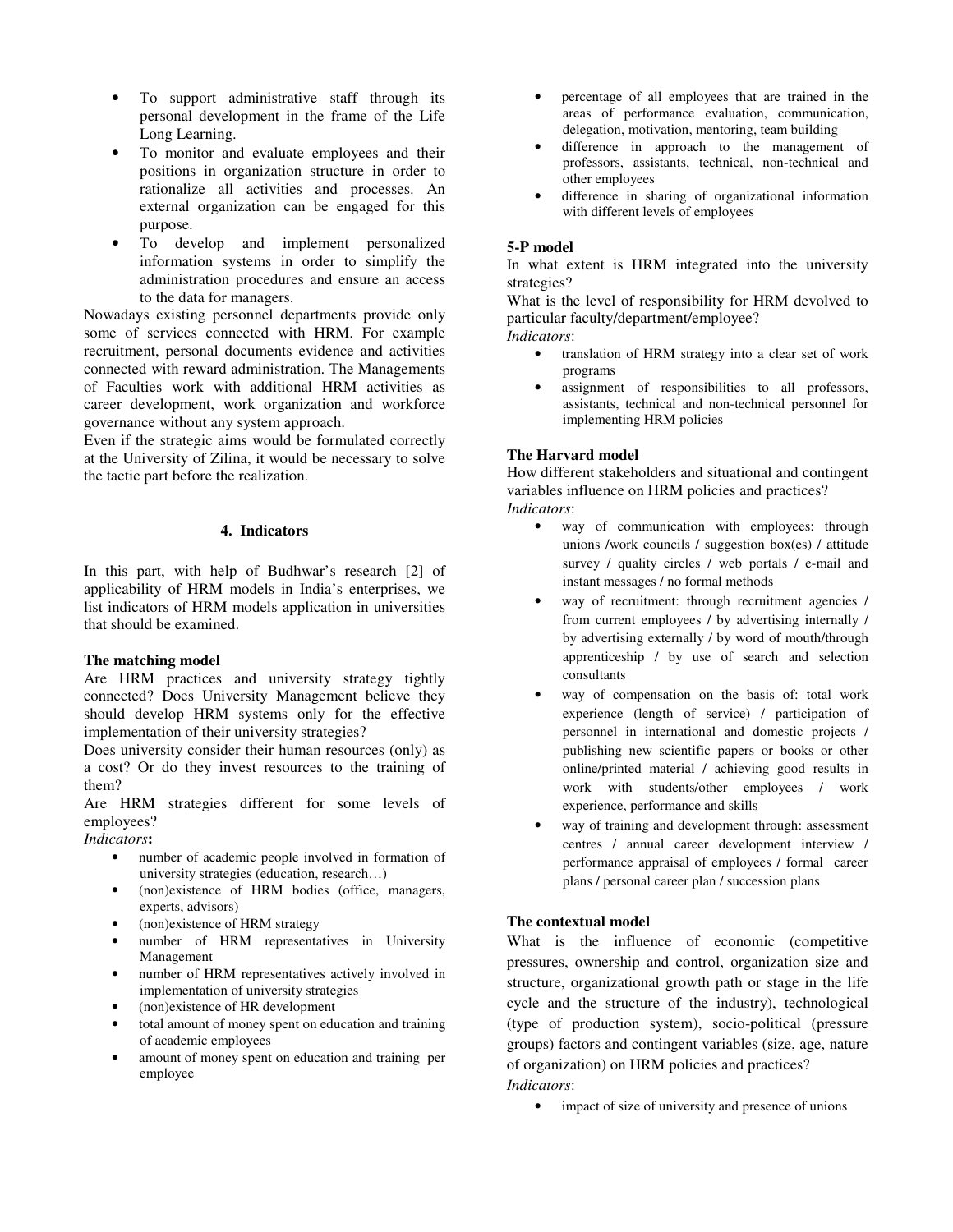- To support administrative staff through its personal development in the frame of the Life Long Learning.
- To monitor and evaluate employees and their positions in organization structure in order to rationalize all activities and processes. An external organization can be engaged for this purpose.
- To develop and implement personalized information systems in order to simplify the administration procedures and ensure an access to the data for managers.

Nowadays existing personnel departments provide only some of services connected with HRM. For example recruitment, personal documents evidence and activities connected with reward administration. The Managements of Faculties work with additional HRM activities as career development, work organization and workforce governance without any system approach.

Even if the strategic aims would be formulated correctly at the University of Zilina, it would be necessary to solve the tactic part before the realization.

## 4. Indicators

In this part, with help of Budhwar's research [2] of applicability of HRM models in India's enterprises, we list indicators of HRM models application in universities that should be examined.

**The matching model**

Are HRM practices and university strategy tightly connected? Does University Management believe they should develop HRM systems only for the effective implementation of their university strategies?

Does university consider their human resources (only) as a cost? Or do they invest resources to the training of them?

Are HRM strategies different for some levels of employees?

*Indicators***:**

- number of academic people involved in formation of university strategies (education, research…)
- (non)existence of HRM bodies (office, managers, experts, advisors)
- (non)existence of HRM strategy
- number of HRM representatives in University Management
- number of HRM representatives actively involved in implementation of university strategies
- (non)existence of HR development
- total amount of money spent on education and training of academic employees
- amount of money spent on education and training per employee
- percentage of all employees that are trained in the areas of performance evaluation, communication, delegation, motivation, mentoring, team building
- difference in approach to the management of professors, assistants, technical, non-technical and other employees
- difference in sharing of organizational information with different levels of employees

**5-P model**

In what extent is HRM integrated into the university strategies?

What is the level of responsibility for HRM devolved to particular faculty/department/employee?

*Indicators*:

- translation of HRM strategy into a clear set of work programs
- assignment of responsibilities to all professors, assistants, technical and non-technical personnel for implementing HRM policies

**The Harvard model**

How different stakeholders and situational and contingent variables influence on HRM policies and practices?

*Indicators*:

- way of communication with employees: through unions /work councils / suggestion box(es) / attitude survey / quality circles / web portals / e-mail and instant messages / no formal methods
- way of recruitment: through recruitment agencies / from current employees / by advertising internally / by advertising externally / by word of mouth/through apprenticeship / by use of search and selection consultants
- way of compensation on the basis of: total work experience (length of service) / participation of personnel in international and domestic projects / publishing new scientific papers or books or other online/printed material / achieving good results in work with students/other employees / work experience, performance and skills
- way of training and development through: assessment centres / annual career development interview / performance appraisal of employees / formal career plans / personal career plan / succession plans

**The contextual model**

What is the influence of economic (competitive pressures, ownership and control, organization size and structure, organizational growth path or stage in the life cycle and the structure of the industry), technological (type of production system), socio-political (pressure groups) factors and contingent variables (size, age, nature of organization) on HRM policies and practices?

*Indicators*:

- impact of size of university and presence of unions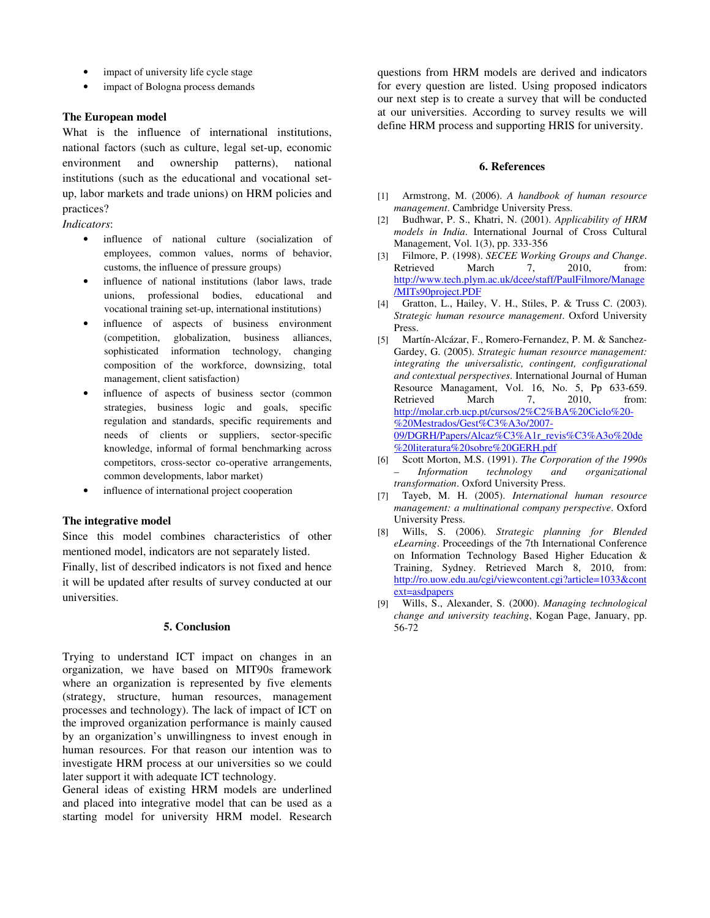- impact of university life cycle stage
- impact of Bologna process demands

**The European model**

What is the influence of international institutions, national factors (such as culture, legal set-up, economic environment and ownership patterns), national institutions (such as the educational and vocational set-up, labor markets and trade unions) on HRM policies and practices?

*Indicators*:

- influence of national culture (socialization of employees, common values, norms of behavior, customs, the influence of pressure groups)
- influence of national institutions (labor laws, trade unions, professional bodies, educational and vocational training set-up, international institutions)
- influence of aspects of business environment (competition, globalization, business alliances, sophisticated information technology, changing composition of the workforce, downsizing, total management, client satisfaction)
- influence of aspects of business sector (common strategies, business logic and goals, specific regulation and standards, specific requirements and needs of clients or suppliers, sector-specific knowledge, informal of formal benchmarking across competitors, cross-sector co-operative arrangements, common developments, labor market)
- influence of international project cooperation

**The integrative model**

Since this model combines characteristics of other mentioned model, indicators are not separately listed.

Finally, list of described indicators is not fixed and hence it will be updated after results of survey conducted at our universities.

## 5. Conclusion

Trying to understand ICT impact on changes in an organization, we have based on MIT90s framework where an organization is represented by five elements (strategy, structure, human resources, management processes and technology). The lack of impact of ICT on the improved organization performance is mainly caused by an organization's unwillingness to invest enough in human resources. For that reason our intention was to investigate HRM process at our universities so we could later support it with adequate ICT technology.

General ideas of existing HRM models are underlined and placed into integrative model that can be used as a starting model for university HRM model. Research questions from HRM models are derived and indicators for every question are listed. Using proposed indicators our next step is to create a survey that will be conducted at our universities. According to survey results we will define HRM process and supporting HRIS for university.

## 6. References

[1] Armstrong, M. (2006). *A handbook of human resource management*. Cambridge University Press.

[2] Budhwar, P. S., Khatri, N. (2001). *Applicability of HRM models in India*. International Journal of Cross Cultural Management, Vol. 1(3), pp. 333-356

[3] Filmore, P. (1998). *SECEE Working Groups and Change*. Retrieved March 7, 2010, from: http://www.tech.plym.ac.uk/dcee/staff/PaulFilmore/Manage/MITs90project.PDF

[4] Gratton, L., Hailey, V. H., Stiles, P. & Truss C. (2003). *Strategic human resource management*. Oxford University Press.

[5] Martín-Alcázar, F., Romero-Fernandez, P. M. & Sanchez-Gardey, G. (2005). *Strategic human resource management: integrating the universalistic, contingent, configurational and contextual perspectives*. International Journal of Human Resource Managament, Vol. 16, No. 5, Pp 633-659. Retrieved March 7, 2010, from: http://molar.crb.ucp.pt/cursos/2%C2%BA%20Ciclo%20-%20Mestrados/Gest%C3%A3o/2007-09/DGRH/Papers/Alcaz%C3%A1r_revis%C3%A3o%20de%20literatura%20sobre%20GERH.pdf

[6] Scott Morton, M.S. (1991). *The Corporation of the 1990s – Information technology and organizational transformation*. Oxford University Press.

[7] Tayeb, M. H. (2005). *International human resource management: a multinational company perspective*. Oxford University Press.

[8] Wills, S. (2006). *Strategic planning for Blended eLearning*. Proceedings of the 7th International Conference on Information Technology Based Higher Education & Training, Sydney. Retrieved March 8, 2010, from: http://ro.uow.edu.au/cgi/viewcontent.cgi?article=1033&context=asdpapers

[9] Wills, S., Alexander, S. (2000). *Managing technological change and university teaching*, Kogan Page, January, pp. 56-72